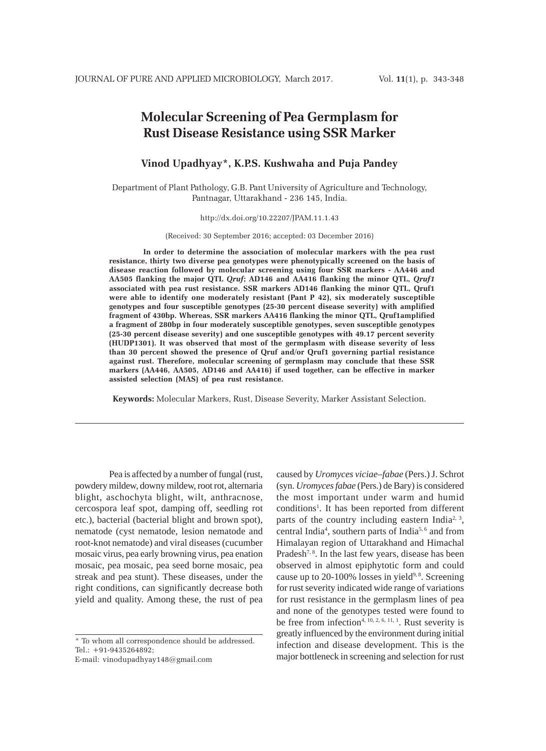# Molecular Screening of Pea Germplasm for Rust Disease Resistance using SSR Marker

**Vinod Upadhyay*, K.P.S. Kushwaha and Puja Pandey**

Department of Plant Pathology, G.B. Pant University of Agriculture and Technology, Pantnagar, Uttarakhand - 236 145, India.

http://dx.doi.org/10.22207/JPAM.11.1.43

(Received: 30 September 2016; accepted: 03 December 2016)

**In order to determine the association of molecular markers with the pea rust resistance, thirty two diverse pea genotypes were phenotypically screened on the basis of disease reaction followed by molecular screening using four SSR markers - AA446 and AA505 flanking the major QTL *Qruf*; AD146 and AA416 flanking the minor QTL, *Qruf1* associated with pea rust resistance. SSR markers AD146 flanking the minor QTL, Qruf1 were able to identify one moderately resistant (Pant P 42), six moderately susceptible genotypes and four susceptible genotypes (25-30 percent disease severity) with amplified fragment of 430bp. Whereas, SSR markers AA416 flanking the minor QTL, Qruf1amplified a fragment of 280bp in four moderately susceptible genotypes, seven susceptible genotypes (25-30 percent disease severity) and one susceptible genotypes with 49.17 percent severity (HUDP1301). It was observed that most of the germplasm with disease severity of less than 30 percent showed the presence of Qruf and/or Qruf1 governing partial resistance against rust. Therefore, molecular screening of germplasm may conclude that these SSR markers (AA446, AA505, AD146 and AA416) if used together, can be effective in marker assisted selection (MAS) of pea rust resistance.**

**Keywords:** Molecular Markers, Rust, Disease Severity, Marker Assistant Selection.

---

Pea is affected by a number of fungal (rust, powdery mildew, downy mildew, root rot, alternaria blight, aschochyta blight, wilt, anthracnose, cercospora leaf spot, damping off, seedling rot etc.), bacterial (bacterial blight and brown spot), nematode (cyst nematode, lesion nematode and root-knot nematode) and viral diseases (cucumber mosaic virus, pea early browning virus, pea enation mosaic, pea mosaic, pea seed borne mosaic, pea streak and pea stunt). These diseases, under the right conditions, can significantly decrease both yield and quality. Among these, the rust of pea caused by *Uromyces viciae–fabae* (Pers.) J. Schrot (syn. *Uromyces fabae* (Pers.) de Bary) is considered the most important under warm and humid conditions[1]. It has been reported from different parts of the country including eastern India[2, 3], central India[4], southern parts of India[5, 6] and from Himalayan region of Uttarakhand and Himachal Pradesh[7, 8]. In the last few years, disease has been observed in almost epiphytotic form and could cause up to 20-100% losses in yield[9, 8]. Screening for rust severity indicated wide range of variations for rust resistance in the germplasm lines of pea and none of the genotypes tested were found to be free from infection[4, 10, 2, 6, 11, 1]. Rust severity is greatly influenced by the environment during initial infection and disease development. This is the major bottleneck in screening and selection for rust

---

\* To whom all correspondence should be addressed.
Tel.: +91-9435264892;
E-mail: vinodupadhyay148@gmail.com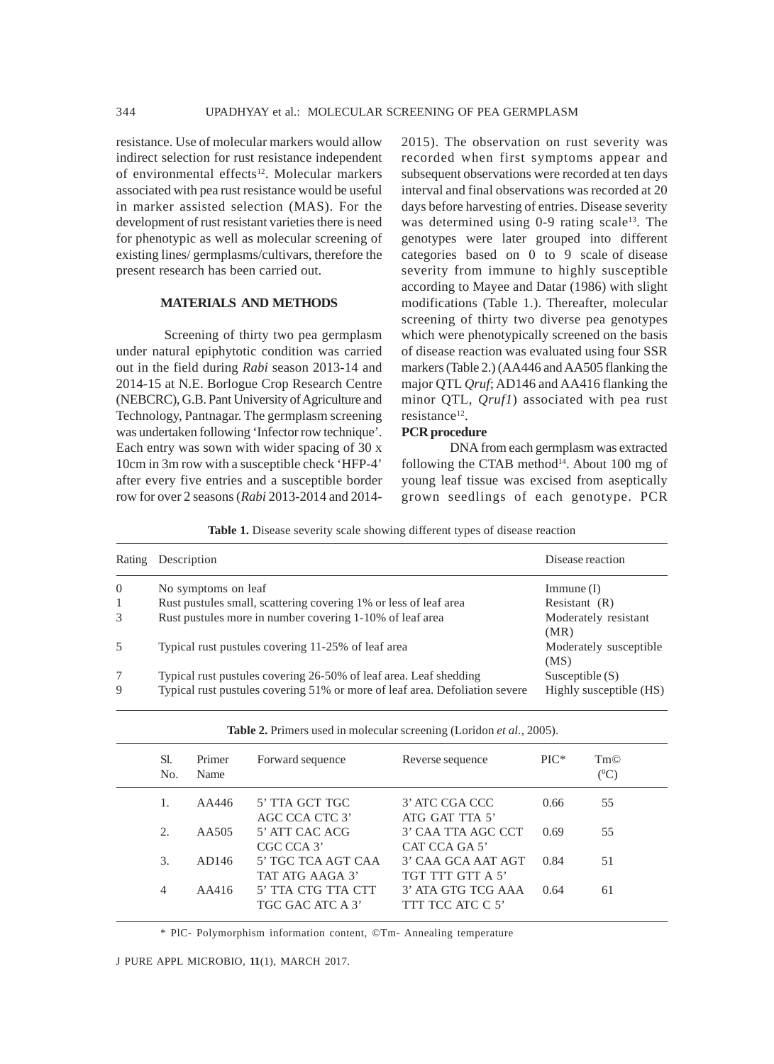resistance. Use of molecular markers would allow indirect selection for rust resistance independent of environmental effects[12]. Molecular markers associated with pea rust resistance would be useful in marker assisted selection (MAS). For the development of rust resistant varieties there is need for phenotypic as well as molecular screening of existing lines/ germplasms/cultivars, therefore the present research has been carried out.

## MATERIALS AND METHODS

Screening of thirty two pea germplasm under natural epiphytotic condition was carried out in the field during *Rabi* season 2013-14 and 2014-15 at N.E. Borlogue Crop Research Centre (NEBCRC), G.B. Pant University of Agriculture and Technology, Pantnagar. The germplasm screening was undertaken following 'Infector row technique'. Each entry was sown with wider spacing of 30 x 10cm in 3m row with a susceptible check 'HFP-4' after every five entries and a susceptible border row for over 2 seasons (*Rabi* 2013-2014 and 2014-2015). The observation on rust severity was recorded when first symptoms appear and subsequent observations were recorded at ten days interval and final observations was recorded at 20 days before harvesting of entries. Disease severity was determined using 0-9 rating scale[13]. The genotypes were later grouped into different categories based on 0 to 9 scale of disease severity from immune to highly susceptible according to Mayee and Datar (1986) with slight modifications (Table 1.). Thereafter, molecular screening of thirty two diverse pea genotypes which were phenotypically screened on the basis of disease reaction was evaluated using four SSR markers (Table 2.) (AA446 and AA505 flanking the major QTL *Qruf*; AD146 and AA416 flanking the minor QTL, *Qruf1*) associated with pea rust resistance[12].

### PCR procedure

DNA from each germplasm was extracted following the CTAB method[14]. About 100 mg of young leaf tissue was excised from aseptically grown seedlings of each genotype. PCR

**Table 1.** Disease severity scale showing different types of disease reaction

| Rating | Description | Disease reaction |
|---|---|---|
| 0 | No symptoms on leaf | Immune (I) |
| 1 | Rust pustules small, scattering covering 1% or less of leaf area | Resistant (R) |
| 3 | Rust pustules more in number covering 1-10% of leaf area | Moderately resistant (MR) |
| 5 | Typical rust pustules covering 11-25% of leaf area | Moderately susceptible (MS) |
| 7 | Typical rust pustules covering 26-50% of leaf area. Leaf shedding | Susceptible (S) |
| 9 | Typical rust pustules covering 51% or more of leaf area. Defoliation severe | Highly susceptible (HS) |

**Table 2.** Primers used in molecular screening (Loridon *et al.*, 2005).

| Sl. No. | Primer Name | Forward sequence | Reverse sequence | PIC* | Tm© (°C) |
|---|---|---|---|---|---|
| 1. | AA446 | 5' TTA GCT TGC AGC CCA CTC 3' | 3' ATC CGA CCC ATG GAT TTA 5' | 0.66 | 55 |
| 2. | AA505 | 5' ATT CAC ACG CGC CCA 3' | 3' CAA TTA AGC CCT CAT CCA GA 5' | 0.69 | 55 |
| 3. | AD146 | 5' TGC TCA AGT CAA TAT ATG AAGA 3' | 3' CAA GCA AAT AGT TGT TTT GTT A 5' | 0.84 | 51 |
| 4 | AA416 | 5' TTA CTG TTA CTT TGC GAC ATC A 3' | 3' ATA GTG TCG AAA TTT TCC ATC C 5' | 0.64 | 61 |

\* PIC- Polymorphism information content, ©Tm- Annealing temperature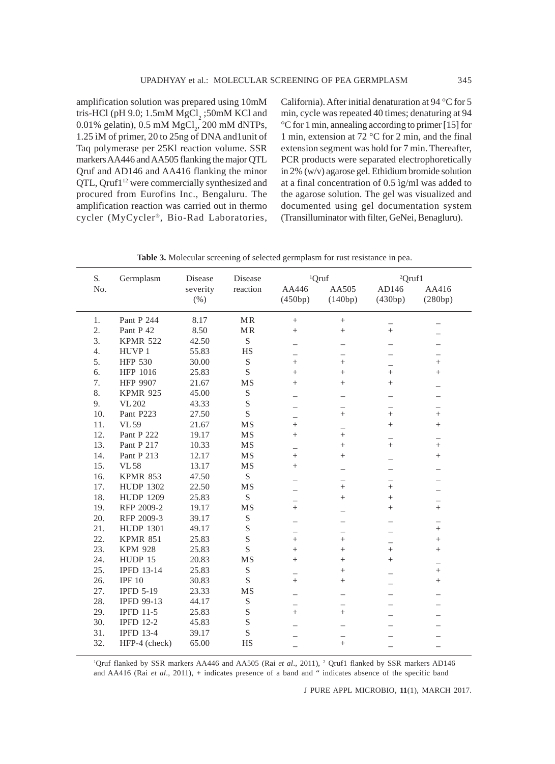amplification solution was prepared using 10mM tris-HCl (pH 9.0; 1.5mM $MgCl_2$ ;50mM KCl and 0.01% gelatin), 0.5 mM $MgCl_2$, 200 mM dNTPs, 1.25 ìM of primer, 20 to 25ng of DNA and1unit of Taq polymerase per 25Kl reaction volume. SSR markers AA446 and AA505 flanking the major QTL Qruf and AD146 and AA416 flanking the minor QTL, Qruf1[12] were commercially synthesized and procured from Eurofins Inc., Bengaluru. The amplification reaction was carried out in thermo cycler (MyCycler®, Bio-Rad Laboratories, California). After initial denaturation at 94 °C for 5 min, cycle was repeated 40 times; denaturing at 94 °C for 1 min, annealing according to primer [15] for 1 min, extension at 72 °C for 2 min, and the final extension segment was hold for 7 min. Thereafter, PCR products were separated electrophoretically in 2% (w/v) agarose gel. Ethidium bromide solution at a final concentration of 0.5 ìg/ml was added to the agarose solution. The gel was visualized and documented using gel documentation system (Transilluminator with filter, GeNei, Benagluru).

**Table 3.** Molecular screening of selected germplasm for rust resistance in pea.

| S. No. | Germplasm | Disease severity (%) | Disease reaction | [1]Qruf | | [2]Qruf1 | |
|---|---|---|---|---|---|---|---|
| | | | | AA446 (450bp) | AA505 (140bp) | AD146 (430bp) | AA416 (280bp) |
| 1. | Pant P 244 | 8.17 | MR | + | + | _ | _ |
| 2. | Pant P 42 | 8.50 | MR | + | + | + | _ |
| 3. | KPMR 522 | 42.50 | S | _ | _ | _ | _ |
| 4. | HUVP 1 | 55.83 | HS | _ | _ | _ | _ |
| 5. | HFP 530 | 30.00 | S | + | + | _ | + |
| 6. | HFP 1016 | 25.83 | S | + | + | + | + |
| 7. | HFP 9907 | 21.67 | MS | + | + | + | _ |
| 8. | KPMR 925 | 45.00 | S | _ | _ | _ | _ |
| 9. | VL 202 | 43.33 | S | _ | _ | _ | _ |
| 10. | Pant P223 | 27.50 | S | _ | + | + | + |
| 11. | VL 59 | 21.67 | MS | + | _ | + | + |
| 12. | Pant P 222 | 19.17 | MS | + | + | _ | _ |
| 13. | Pant P 217 | 10.33 | MS | _ | + | + | + |
| 14. | Pant P 213 | 12.17 | MS | + | + | _ | + |
| 15. | VL 58 | 13.17 | MS | + | _ | _ | _ |
| 16. | KPMR 853 | 47.50 | S | _ | _ | _ | _ |
| 17. | HUDP 1302 | 22.50 | MS | _ | + | + | _ |
| 18. | HUDP 1209 | 25.83 | S | _ | + | + | _ |
| 19. | RFP 2009-2 | 19.17 | MS | + | _ | + | + |
| 20. | RFP 2009-3 | 39.17 | S | _ | _ | _ | _ |
| 21. | HUDP 1301 | 49.17 | S | _ | _ | _ | + |
| 22. | KPMR 851 | 25.83 | S | + | + | _ | + |
| 23. | KPM 928 | 25.83 | S | + | + | + | + |
| 24. | HUDP 15 | 20.83 | MS | + | + | + | _ |
| 25. | IPFD 13-14 | 25.83 | S | _ | + | _ | + |
| 26. | IPF 10 | 30.83 | S | + | + | _ | + |
| 27. | IPFD 5-19 | 23.33 | MS | _ | _ | _ | _ |
| 28. | IPFD 99-13 | 44.17 | S | _ | _ | _ | _ |
| 29. | IPFD 11-5 | 25.83 | S | + | + | _ | _ |
| 30. | IPFD 12-2 | 45.83 | S | _ | _ | _ | _ |
| 31. | IPFD 13-4 | 39.17 | S | _ | _ | _ | _ |
| 32. | HFP-4 (check) | 65.00 | HS | _ | + | _ | _ |

[1]Qruf flanked by SSR markers AA446 and AA505 (Rai *et al*., 2011), [2] Qruf1 flanked by SSR markers AD146 and AA416 (Rai *et al*., 2011), + indicates presence of a band and " indicates absence of the specific band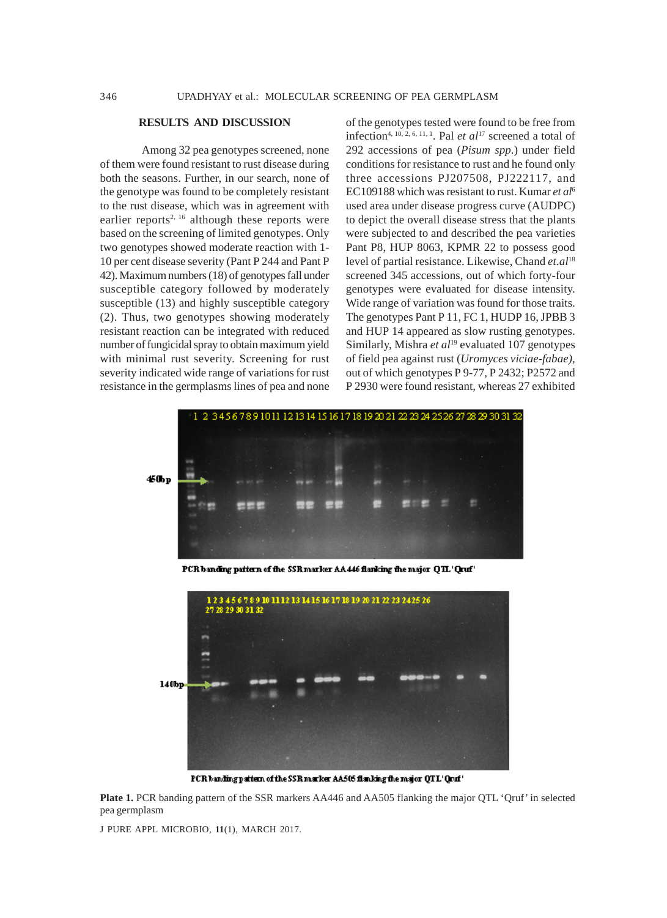## RESULTS AND DISCUSSION

Among 32 pea genotypes screened, none of them were found resistant to rust disease during both the seasons. Further, in our search, none of the genotype was found to be completely resistant to the rust disease, which was in agreement with earlier reports[2, 16] although these reports were based on the screening of limited genotypes. Only two genotypes showed moderate reaction with 1-10 per cent disease severity (Pant P 244 and Pant P 42). Maximum numbers (18) of genotypes fall under susceptible category followed by moderately susceptible (13) and highly susceptible category (2). Thus, two genotypes showing moderately resistant reaction can be integrated with reduced number of fungicidal spray to obtain maximum yield with minimal rust severity. Screening for rust severity indicated wide range of variations for rust resistance in the germplasms lines of pea and none of the genotypes tested were found to be free from infection[4, 10, 2, 6, 11, 1]. Pal *et al*[17] screened a total of 292 accessions of pea (*Pisum spp.*) under field conditions for resistance to rust and he found only three accessions PJ207508, PJ222117, and EC109188 which was resistant to rust. Kumar *et al*[6] used area under disease progress curve (AUDPC) to depict the overall disease stress that the plants were subjected to and described the pea varieties Pant P8, HUP 8063, KPMR 22 to possess good level of partial resistance. Likewise, Chand *et.al*[18] screened 345 accessions, out of which forty-four genotypes were evaluated for disease intensity. Wide range of variation was found for those traits. The genotypes Pant P 11, FC 1, HUDP 16, JPBB 3 and HUP 14 appeared as slow rusting genotypes. Similarly, Mishra *et al*[19] evaluated 107 genotypes of field pea against rust (*Uromyces viciae-fabae)*, out of which genotypes P 9-77, P 2432; P2572 and P 2930 were found resistant, whereas 27 exhibited

PCR banding pattern of the SSR marker AA446 flanking the major QTL 'Qruf'

PCR banding pattern of the SSR marker AA505 flanking the major QTL 'Qruf'

**Plate 1.** PCR banding pattern of the SSR markers AA446 and AA505 flanking the major QTL 'Qruf' in selected pea germplasm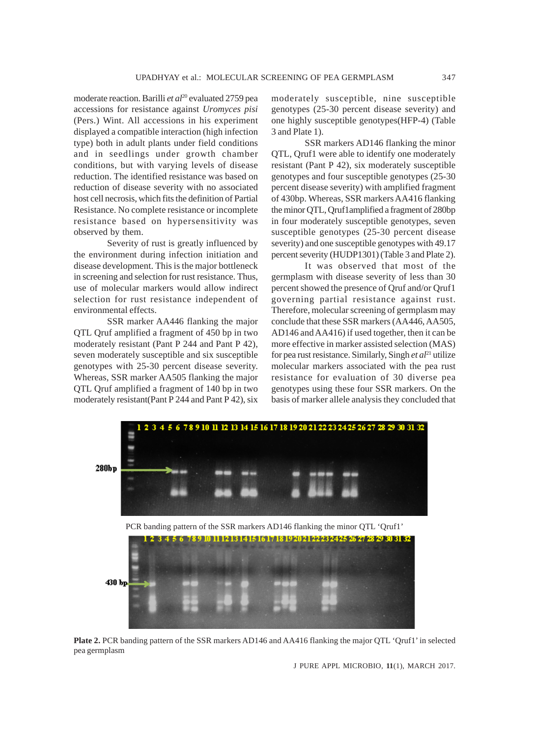moderate reaction. Barilli *et al*[20] evaluated 2759 pea accessions for resistance against *Uromyces pisi* (Pers.) Wint. All accessions in his experiment displayed a compatible interaction (high infection type) both in adult plants under field conditions and in seedlings under growth chamber conditions, but with varying levels of disease reduction. The identified resistance was based on reduction of disease severity with no associated host cell necrosis, which fits the definition of Partial Resistance. No complete resistance or incomplete resistance based on hypersensitivity was observed by them.

Severity of rust is greatly influenced by the environment during infection initiation and disease development. This is the major bottleneck in screening and selection for rust resistance. Thus, use of molecular markers would allow indirect selection for rust resistance independent of environmental effects.

SSR marker AA446 flanking the major QTL Qruf amplified a fragment of 450 bp in two moderately resistant (Pant P 244 and Pant P 42), seven moderately susceptible and six susceptible genotypes with 25-30 percent disease severity. Whereas, SSR marker AA505 flanking the major QTL Qruf amplified a fragment of 140 bp in two moderately resistant(Pant P 244 and Pant P 42), six moderately susceptible, nine susceptible genotypes (25-30 percent disease severity) and one highly susceptible genotypes(HFP-4) (Table 3 and Plate 1).

SSR markers AD146 flanking the minor QTL, Qruf1 were able to identify one moderately resistant (Pant P 42), six moderately susceptible genotypes and four susceptible genotypes (25-30 percent disease severity) with amplified fragment of 430bp. Whereas, SSR markers AA416 flanking the minor QTL, Qruf1amplified a fragment of 280bp in four moderately susceptible genotypes, seven susceptible genotypes (25-30 percent disease severity) and one susceptible genotypes with 49.17 percent severity (HUDP1301) (Table 3 and Plate 2).

It was observed that most of the germplasm with disease severity of less than 30 percent showed the presence of Qruf and/or Qruf1 governing partial resistance against rust. Therefore, molecular screening of germplasm may conclude that these SSR markers (AA446, AA505, AD146 and AA416) if used together, then it can be more effective in marker assisted selection (MAS) for pea rust resistance. Similarly, Singh *et al*[21] utilize molecular markers associated with the pea rust resistance for evaluation of 30 diverse pea genotypes using these four SSR markers. On the basis of marker allele analysis they concluded that

PCR banding pattern of the SSR markers AD146 flanking the minor QTL 'Qruf1'

**Plate 2.** PCR banding pattern of the SSR markers AD146 and AA416 flanking the major QTL 'Qruf1' in selected pea germplasm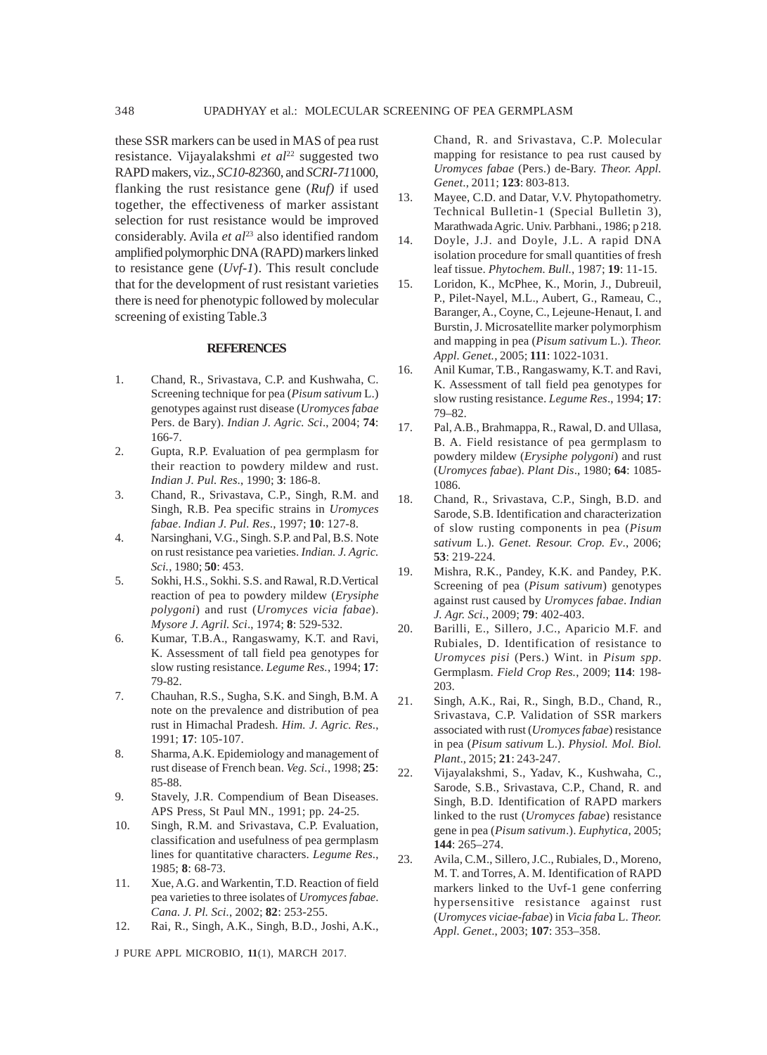these SSR markers can be used in MAS of pea rust resistance. Vijayalakshmi *et al*[22] suggested two RAPD makers, viz., *SC10-82*360, and *SCRI-71*1000, flanking the rust resistance gene (*Ruf)* if used together, the effectiveness of marker assistant selection for rust resistance would be improved considerably. Avila *et al*[23] also identified random amplified polymorphic DNA (RAPD) markers linked to resistance gene (*Uvf-1*). This result conclude that for the development of rust resistant varieties there is need for phenotypic followed by molecular screening of existing Table.3

## REFERENCES

1. Chand, R., Srivastava, C.P. and Kushwaha, C. Screening technique for pea (*Pisum sativum* L.) genotypes against rust disease (*Uromyces fabae* Pers. de Bary). *Indian J. Agric. Sci*., 2004; **74**: 166-7.
2. Gupta, R.P. Evaluation of pea germplasm for their reaction to powdery mildew and rust. *Indian J. Pul. Res.*, 1990; **3**: 186-8.
3. Chand, R., Srivastava, C.P., Singh, R.M. and Singh, R.B. Pea specific strains in *Uromyces fabae*. *Indian J. Pul. Res*., 1997; **10**: 127-8.
4. Narsinghani, V.G., Singh. S.P. and Pal, B.S. Note on rust resistance pea varieties. *Indian. J. Agric. Sci.*, 1980; **50**: 453.
5. Sokhi, H.S., Sokhi. S.S. and Rawal, R.D.Vertical reaction of pea to powdery mildew (*Erysiphe polygoni*) and rust (*Uromyces vicia fabae*). *Mysore J. Agril. Sci*., 1974; **8**: 529-532.
6. Kumar, T.B.A., Rangaswamy, K.T. and Ravi, K. Assessment of tall field pea genotypes for slow rusting resistance. *Legume Res.*, 1994; **17**: 79-82.
7. Chauhan, R.S., Sugha, S.K. and Singh, B.M. A note on the prevalence and distribution of pea rust in Himachal Pradesh. *Him. J. Agric. Res.*, 1991; **17**: 105-107.
8. Sharma, A.K. Epidemiology and management of rust disease of French bean. *Veg. Sci.*, 1998; **25**: 85-88.
9. Stavely, J.R. Compendium of Bean Diseases. APS Press, St Paul MN., 1991; pp. 24-25.
10. Singh, R.M. and Srivastava, C.P. Evaluation, classification and usefulness of pea germplasm lines for quantitative characters. *Legume Res.*, 1985; **8**: 68-73.
11. Xue, A.G. and Warkentin, T.D. Reaction of field pea varieties to three isolates of *Uromyces fabae*. *Cana. J. Pl. Sci.*, 2002; **82**: 253-255.
12. Rai, R., Singh, A.K., Singh, B.D., Joshi, A.K., Chand, R. and Srivastava, C.P. Molecular mapping for resistance to pea rust caused by *Uromyces fabae* (Pers.) de-Bary. *Theor. Appl. Genet*., 2011; **123**: 803-813.
13. Mayee, C.D. and Datar, V.V. Phytopathometry. Technical Bulletin-1 (Special Bulletin 3), Marathwada Agric. Univ. Parbhani., 1986; p 218.
14. Doyle, J.J. and Doyle, J.L. A rapid DNA isolation procedure for small quantities of fresh leaf tissue. *Phytochem. Bull.*, 1987; **19**: 11-15.
15. Loridon, K., McPhee, K., Morin, J., Dubreuil, P., Pilet-Nayel, M.L., Aubert, G., Rameau, C., Baranger, A., Coyne, C., Lejeune-Henaut, I. and Burstin, J. Microsatellite marker polymorphism and mapping in pea (*Pisum sativum* L.). *Theor. Appl. Genet.*, 2005; **111**: 1022-1031.
16. Anil Kumar, T.B., Rangaswamy, K.T. and Ravi, K. Assessment of tall field pea genotypes for slow rusting resistance. *Legume Res*., 1994; **17**: 79–82.
17. Pal, A.B., Brahmappa, R., Rawal, D. and Ullasa, B. A. Field resistance of pea germplasm to powdery mildew (*Erysiphe polygoni*) and rust (*Uromyces fabae*). *Plant Dis*., 1980; **64**: 1085-1086.
18. Chand, R., Srivastava, C.P., Singh, B.D. and Sarode, S.B. Identification and characterization of slow rusting components in pea (*Pisum sativum* L.). *Genet. Resour. Crop. Ev*., 2006; **53**: 219-224.
19. Mishra, R.K., Pandey, K.K. and Pandey, P.K. Screening of pea (*Pisum sativum*) genotypes against rust caused by *Uromyces fabae*. *Indian J. Agr. Sci.*, 2009; **79**: 402-403.
20. Barilli, E., Sillero, J.C., Aparicio M.F. and Rubiales, D. Identification of resistance to *Uromyces pisi* (Pers.) Wint. in *Pisum spp*. Germplasm. *Field Crop Res.*, 2009; **114**: 198-203.
21. Singh, A.K., Rai, R., Singh, B.D., Chand, R., Srivastava, C.P. Validation of SSR markers associated with rust (*Uromyces fabae*) resistance in pea (*Pisum sativum* L.). *Physiol. Mol. Biol. Plant.*, 2015; **21**: 243-247.
22. Vijayalakshmi, S., Yadav, K., Kushwaha, C., Sarode, S.B., Srivastava, C.P., Chand, R. and Singh, B.D. Identification of RAPD markers linked to the rust (*Uromyces fabae*) resistance gene in pea (*Pisum sativum*.). *Euphytica*, 2005; **144**: 265–274.
23. Avila, C.M., Sillero, J.C., Rubiales, D., Moreno, M. T. and Torres, A. M. Identification of RAPD markers linked to the Uvf-1 gene conferring hypersensitive resistance against rust (*Uromyces viciae-fabae*) in *Vicia faba* L. *Theor. Appl. Genet*., 2003; **107**: 353–358.